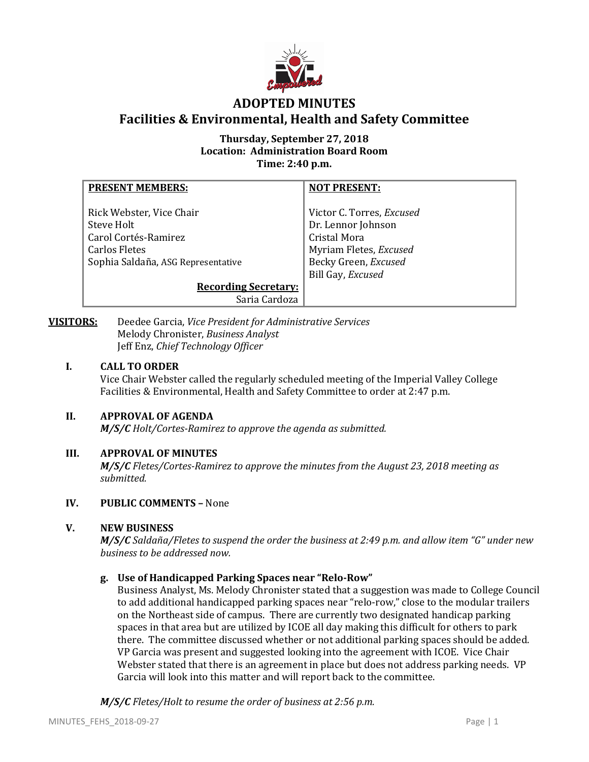# ADOPTED MINUTES

## Facilities & Environmental, Health and Safety Committee

**Thursday, September 27, 2018**
**Location: Administration Board Room**
**Time: 2:40 p.m.**

| PRESENT MEMBERS: | NOT PRESENT: |
|---|---|
| Rick Webster, Vice Chair | Victor C. Torres, *Excused* |
| Steve Holt | Dr. Lennor Johnson |
| Carol Cortés-Ramirez | Cristal Mora |
| Carlos Fletes | Myriam Fletes, *Excused* |
| Sophia Saldaña, ASG Representative | Becky Green, *Excused* |
| | Bill Gay, *Excused* |
| **Recording Secretary:** Saria Cardoza | |

**VISITORS:** Deedee Garcia, *Vice President for Administrative Services*
Melody Chronister, *Business Analyst*
Jeff Enz, *Chief Technology Officer*

**I. CALL TO ORDER**

Vice Chair Webster called the regularly scheduled meeting of the Imperial Valley College Facilities & Environmental, Health and Safety Committee to order at 2:47 p.m.

**II. APPROVAL OF AGENDA**

***M/S/C** Holt/Cortes-Ramirez to approve the agenda as submitted.*

**III. APPROVAL OF MINUTES**

***M/S/C** Fletes/Cortes-Ramirez to approve the minutes from the August 23, 2018 meeting as submitted.*

**IV. PUBLIC COMMENTS –** None

**V. NEW BUSINESS**

***M/S/C** Saldaña/Fletes to suspend the order the business at 2:49 p.m. and allow item "G" under new business to be addressed now.*

**g. Use of Handicapped Parking Spaces near "Relo-Row"**

Business Analyst, Ms. Melody Chronister stated that a suggestion was made to College Council to add additional handicapped parking spaces near "relo-row," close to the modular trailers on the Northeast side of campus. There are currently two designated handicap parking spaces in that area but are utilized by ICOE all day making this difficult for others to park there. The committee discussed whether or not additional parking spaces should be added. VP Garcia was present and suggested looking into the agreement with ICOE. Vice Chair Webster stated that there is an agreement in place but does not address parking needs. VP Garcia will look into this matter and will report back to the committee.

***M/S/C** Fletes/Holt to resume the order of business at 2:56 p.m.*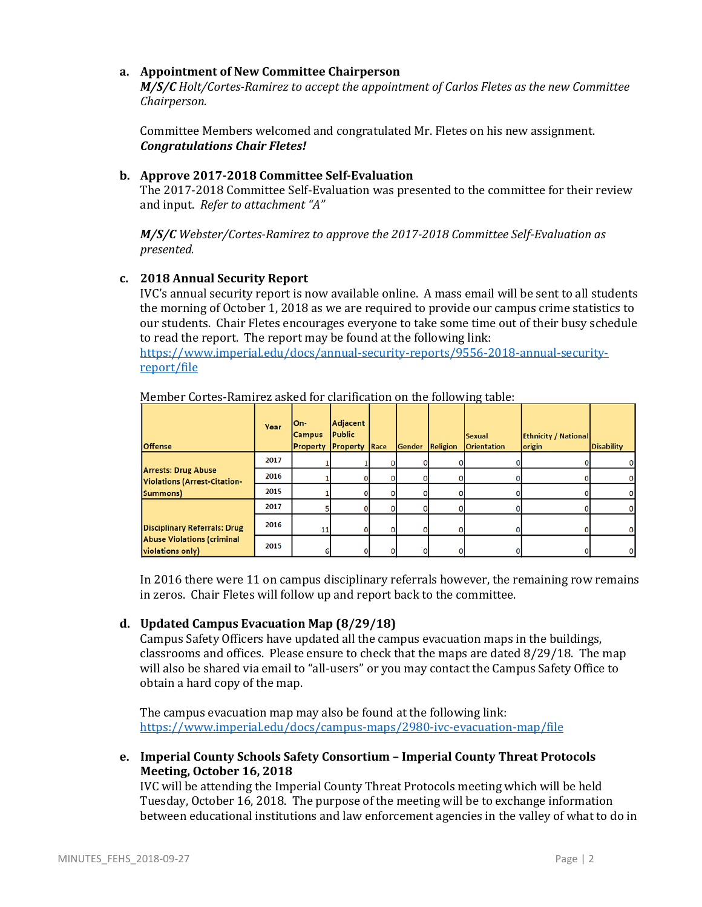**a. Appointment of New Committee Chairperson**

***M/S/C*** *Holt/Cortes-Ramirez to accept the appointment of Carlos Fletes as the new Committee Chairperson.*

Committee Members welcomed and congratulated Mr. Fletes on his new assignment. ***Congratulations Chair Fletes!***

**b. Approve 2017-2018 Committee Self-Evaluation**

The 2017-2018 Committee Self-Evaluation was presented to the committee for their review and input. *Refer to attachment "A"*

***M/S/C*** *Webster/Cortes-Ramirez to approve the 2017-2018 Committee Self-Evaluation as presented.*

**c. 2018 Annual Security Report**

IVC's annual security report is now available online. A mass email will be sent to all students the morning of October 1, 2018 as we are required to provide our campus crime statistics to our students. Chair Fletes encourages everyone to take some time out of their busy schedule to read the report. The report may be found at the following link: https://www.imperial.edu/docs/annual-security-reports/9556-2018-annual-security-report/file

Member Cortes-Ramirez asked for clarification on the following table:

| Offense | Year | On-Campus Property | Adjacent Public Property | Race | Gender | Religion | Sexual Orientation | Ethnicity / National origin | Disability |
|---|---|---|---|---|---|---|---|---|---|
| Arrests: Drug Abuse Violations (Arrest-Citation-Summons) | 2017 | 1 | 1 | 0 | 0 | 0 | 0 | 0 | 0 |
| | 2016 | 1 | 0 | 0 | 0 | 0 | 0 | 0 | 0 |
| | 2015 | 1 | 0 | 0 | 0 | 0 | 0 | 0 | 0 |
| Disciplinary Referrals: Drug Abuse Violations (criminal violations only) | 2017 | 5 | 0 | 0 | 0 | 0 | 0 | 0 | 0 |
| | 2016 | 11 | 0 | 0 | 0 | 0 | 0 | 0 | 0 |
| | 2015 | 6 | 0 | 0 | 0 | 0 | 0 | 0 | 0 |

In 2016 there were 11 on campus disciplinary referrals however, the remaining row remains in zeros. Chair Fletes will follow up and report back to the committee.

**d. Updated Campus Evacuation Map (8/29/18)**

Campus Safety Officers have updated all the campus evacuation maps in the buildings, classrooms and offices. Please ensure to check that the maps are dated 8/29/18. The map will also be shared via email to "all-users" or you may contact the Campus Safety Office to obtain a hard copy of the map.

The campus evacuation map may also be found at the following link: https://www.imperial.edu/docs/campus-maps/2980-ivc-evacuation-map/file

**e. Imperial County Schools Safety Consortium – Imperial County Threat Protocols Meeting, October 16, 2018**

IVC will be attending the Imperial County Threat Protocols meeting which will be held Tuesday, October 16, 2018. The purpose of the meeting will be to exchange information between educational institutions and law enforcement agencies in the valley of what to do in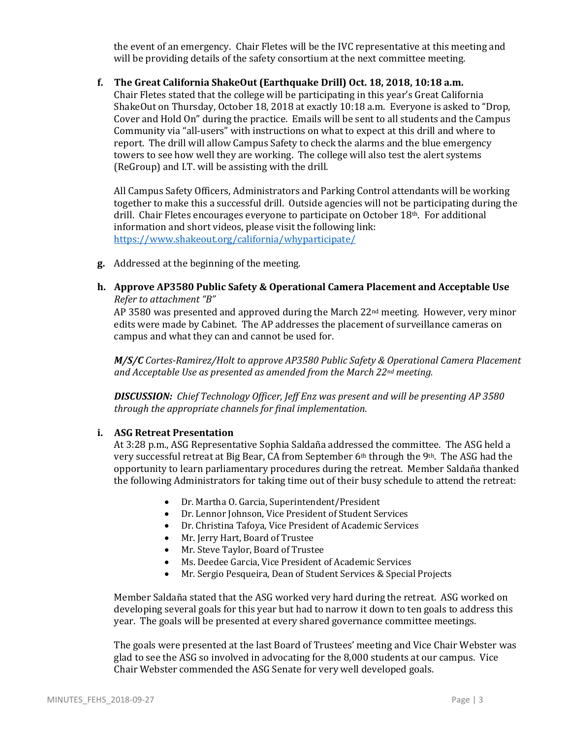the event of an emergency. Chair Fletes will be the IVC representative at this meeting and will be providing details of the safety consortium at the next committee meeting.

**f. The Great California ShakeOut (Earthquake Drill) Oct. 18, 2018, 10:18 a.m.**

Chair Fletes stated that the college will be participating in this year's Great California ShakeOut on Thursday, October 18, 2018 at exactly 10:18 a.m. Everyone is asked to "Drop, Cover and Hold On" during the practice. Emails will be sent to all students and the Campus Community via "all-users" with instructions on what to expect at this drill and where to report. The drill will allow Campus Safety to check the alarms and the blue emergency towers to see how well they are working. The college will also test the alert systems (ReGroup) and I.T. will be assisting with the drill.

All Campus Safety Officers, Administrators and Parking Control attendants will be working together to make this a successful drill. Outside agencies will not be participating during the drill. Chair Fletes encourages everyone to participate on October 18th. For additional information and short videos, please visit the following link: https://www.shakeout.org/california/whyparticipate/

**g.** Addressed at the beginning of the meeting.

**h. Approve AP3580 Public Safety & Operational Camera Placement and Acceptable Use**

*Refer to attachment "B"*

AP 3580 was presented and approved during the March 22nd meeting. However, very minor edits were made by Cabinet. The AP addresses the placement of surveillance cameras on campus and what they can and cannot be used for.

***M/S/C*** *Cortes-Ramirez/Holt to approve AP3580 Public Safety & Operational Camera Placement and Acceptable Use as presented as amended from the March 22nd meeting.*

***DISCUSSION:*** *Chief Technology Officer, Jeff Enz was present and will be presenting AP 3580 through the appropriate channels for final implementation.*

**i. ASG Retreat Presentation**

At 3:28 p.m., ASG Representative Sophia Saldaña addressed the committee. The ASG held a very successful retreat at Big Bear, CA from September 6th through the 9th. The ASG had the opportunity to learn parliamentary procedures during the retreat. Member Saldaña thanked the following Administrators for taking time out of their busy schedule to attend the retreat:

- Dr. Martha O. Garcia, Superintendent/President
- Dr. Lennor Johnson, Vice President of Student Services
- Dr. Christina Tafoya, Vice President of Academic Services
- Mr. Jerry Hart, Board of Trustee
- Mr. Steve Taylor, Board of Trustee
- Ms. Deedee Garcia, Vice President of Academic Services
- Mr. Sergio Pesqueira, Dean of Student Services & Special Projects

Member Saldaña stated that the ASG worked very hard during the retreat. ASG worked on developing several goals for this year but had to narrow it down to ten goals to address this year. The goals will be presented at every shared governance committee meetings.

The goals were presented at the last Board of Trustees' meeting and Vice Chair Webster was glad to see the ASG so involved in advocating for the 8,000 students at our campus. Vice Chair Webster commended the ASG Senate for very well developed goals.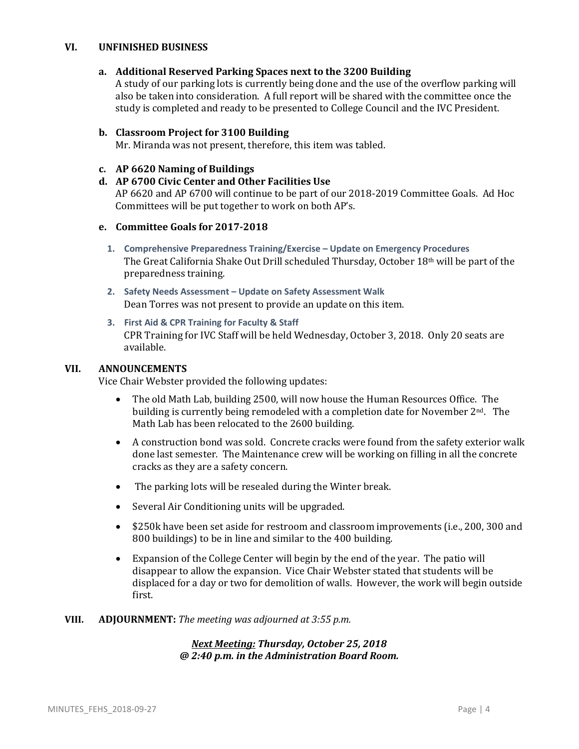## VI. UNFINISHED BUSINESS

**a. Additional Reserved Parking Spaces next to the 3200 Building**

A study of our parking lots is currently being done and the use of the overflow parking will also be taken into consideration. A full report will be shared with the committee once the study is completed and ready to be presented to College Council and the IVC President.

**b. Classroom Project for 3100 Building**

Mr. Miranda was not present, therefore, this item was tabled.

**c. AP 6620 Naming of Buildings**

**d. AP 6700 Civic Center and Other Facilities Use**

AP 6620 and AP 6700 will continue to be part of our 2018-2019 Committee Goals. Ad Hoc Committees will be put together to work on both AP's.

**e. Committee Goals for 2017-2018**

1. **Comprehensive Preparedness Training/Exercise – Update on Emergency Procedures**
   The Great California Shake Out Drill scheduled Thursday, October 18th will be part of the preparedness training.
2. **Safety Needs Assessment – Update on Safety Assessment Walk**
   Dean Torres was not present to provide an update on this item.
3. **First Aid & CPR Training for Faculty & Staff**
   CPR Training for IVC Staff will be held Wednesday, October 3, 2018. Only 20 seats are available.

## VII. ANNOUNCEMENTS

Vice Chair Webster provided the following updates:

- The old Math Lab, building 2500, will now house the Human Resources Office. The building is currently being remodeled with a completion date for November 2nd. The Math Lab has been relocated to the 2600 building.
- A construction bond was sold. Concrete cracks were found from the safety exterior walk done last semester. The Maintenance crew will be working on filling in all the concrete cracks as they are a safety concern.
- The parking lots will be resealed during the Winter break.
- Several Air Conditioning units will be upgraded.
- \$250k have been set aside for restroom and classroom improvements (i.e., 200, 300 and 800 buildings) to be in line and similar to the 400 building.
- Expansion of the College Center will begin by the end of the year. The patio will disappear to allow the expansion. Vice Chair Webster stated that students will be displaced for a day or two for demolition of walls. However, the work will begin outside first.

## VIII. ADJOURNMENT: *The meeting was adjourned at 3:55 p.m.*

***Next Meeting:* Thursday, October 25, 2018**
***@ 2:40 p.m. in the Administration Board Room.***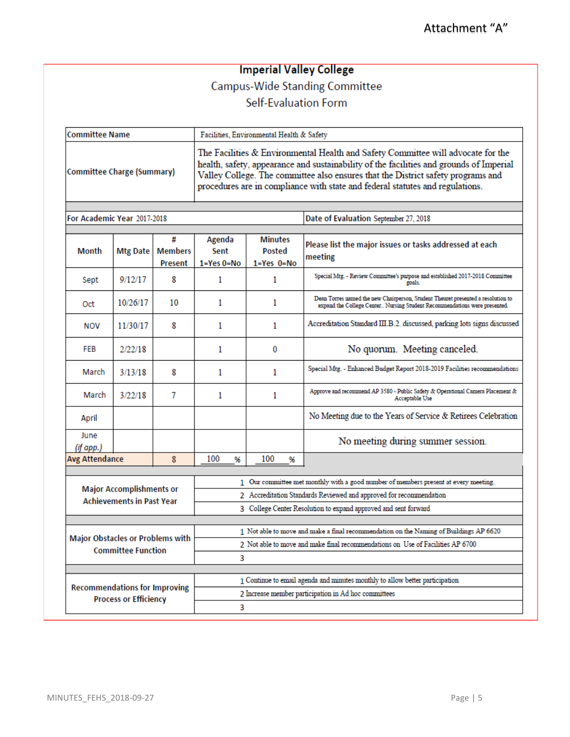Attachment "A"

**Imperial Valley College**

Campus-Wide Standing Committee

Self-Evaluation Form

| Committee Name | Facilities, Environmental Health & Safety |
|---|---|
| Committee Charge (Summary) | The Facilities & Environmental Health and Safety Committee will advocate for the health, safety, appearance and sustainability of the facilities and grounds of Imperial Valley College. The committee also ensures that the District safety programs and procedures are in compliance with state and federal statutes and regulations. |

**For Academic Year** 2017-2018 | **Date of Evaluation** September 27, 2018

| Month | Mtg Date | # Members Present | Agenda Sent 1=Yes 0=No | Minutes Posted 1=Yes 0=No | Please list the major issues or tasks addressed at each meeting |
|---|---|---|---|---|---|
| Sept | 9/12/17 | 8 | 1 | 1 | Special Mtg. - Review Committee's purpose and established 2017-2018 Committee goals. |
| Oct | 10/26/17 | 10 | 1 | 1 | Dean Torres named the new Chairperson, Student Theuret presented a resolution to expand the College Center.. Nursing Student Recommendations were presented. |
| NOV | 11/30/17 | 8 | 1 | 1 | Accreditation Standard III.B.2. discussed, parking lots signs discussed |
| FEB | 2/22/18 | | 1 | 0 | No quorum. Meeting canceled. |
| March | 3/13/18 | 8 | 1 | 1 | Special Mtg. - Enhanced Budget Report 2018-2019 Facilities recommendations |
| March | 3/22/18 | 7 | 1 | 1 | Approve and recommend AP 3580 - Public Safety & Operational Camera Placement & Acceptable Use |
| April | | | | | No Meeting due to the Years of Service & Retirees Celebration |
| June *(if app.)* | | | | | No meeting during summer session. |
| **Avg Attendance** | | 8 | 100 % | 100 % | |

| Major Accomplishments or Achievements in Past Year | |
|---|---|
| | 1 Our committee met monthly with a good number of members present at every meeting. |
| | 2 Accreditation Standards Reviewed and approved for recommendation |
| | 3 College Center Resolution to expand approved and sent forward |

| Major Obstacles or Problems with Committee Function | |
|---|---|
| | 1 Not able to move and make a final recommendation on the Naming of Buildings AP 6620 |
| | 2 Not able to move and make final recommendations on Use of Facilities AP 6700 |
| | 3 |

| Recommendations for Improving Process or Efficiency | |
|---|---|
| | 1 Continue to email agenda and minutes monthly to allow better participation |
| | 2 Increase member participation in Ad hoc committees |
| | 3 |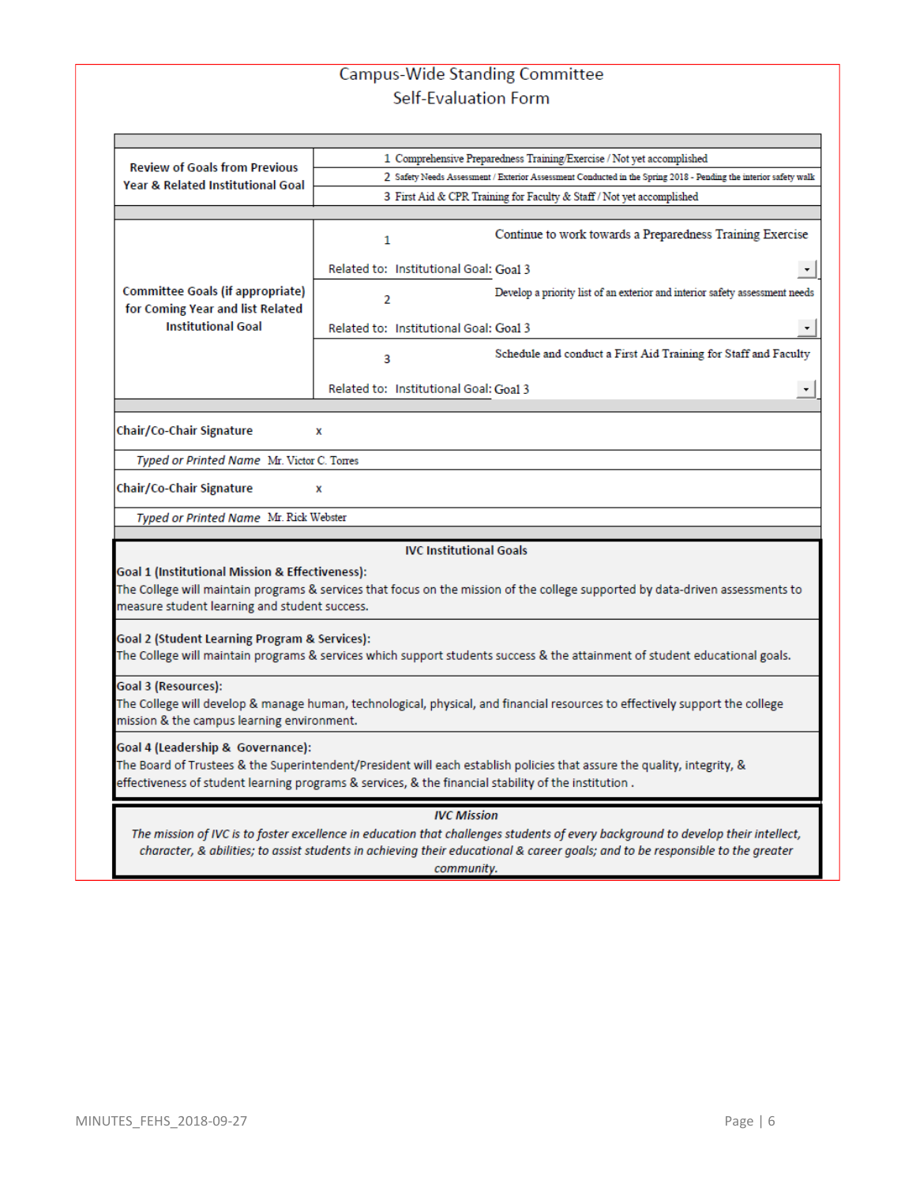# Campus-Wide Standing Committee
## Self-Evaluation Form

| | |
|---|---|
| **Review of Goals from Previous Year & Related Institutional Goal** | 1 Comprehensive Preparedness Training/Exercise / Not yet accomplished |
| | 2 Safety Needs Assessment / Exterior Assessment Conducted in the Spring 2018 - Pending the interior safety walk |
| | 3 First Aid & CPR Training for Faculty & Staff / Not yet accomplished |
| **Committee Goals (if appropriate) for Coming Year and list Related Institutional Goal** | 1 Continue to work towards a Preparedness Training Exercise |
| | Related to: Institutional Goal: Goal 3 |
| | 2 Develop a priority list of an exterior and interior safety assessment needs |
| | Related to: Institutional Goal: Goal 3 |
| | 3 Schedule and conduct a First Aid Training for Staff and Faculty |
| | Related to: Institutional Goal: Goal 3 |
| **Chair/Co-Chair Signature** | x |
| *Typed or Printed Name* | Mr. Victor C. Torres |
| **Chair/Co-Chair Signature** | x |
| *Typed or Printed Name* | Mr. Rick Webster |

**IVC Institutional Goals**

**Goal 1 (Institutional Mission & Effectiveness):**
The College will maintain programs & services that focus on the mission of the college supported by data-driven assessments to measure student learning and student success.

**Goal 2 (Student Learning Program & Services):**
The College will maintain programs & services which support students success & the attainment of student educational goals.

**Goal 3 (Resources):**
The College will develop & manage human, technological, physical, and financial resources to effectively support the college mission & the campus learning environment.

**Goal 4 (Leadership & Governance):**
The Board of Trustees & the Superintendent/President will each establish policies that assure the quality, integrity, & effectiveness of student learning programs & services, & the financial stability of the institution .

***IVC Mission***

*The mission of IVC is to foster excellence in education that challenges students of every background to develop their intellect, character, & abilities; to assist students in achieving their educational & career goals; and to be responsible to the greater community.*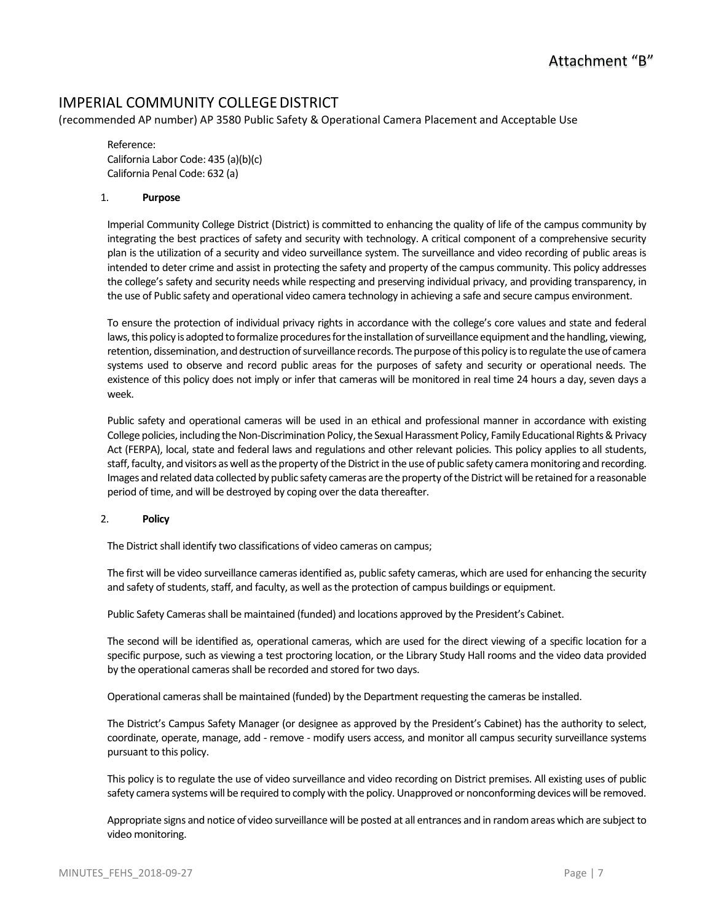Attachment "B"

# IMPERIAL COMMUNITY COLLEGE DISTRICT

(recommended AP number) AP 3580 Public Safety & Operational Camera Placement and Acceptable Use

Reference:
California Labor Code: 435 (a)(b)(c)
California Penal Code: 632 (a)

1. **Purpose**

Imperial Community College District (District) is committed to enhancing the quality of life of the campus community by integrating the best practices of safety and security with technology. A critical component of a comprehensive security plan is the utilization of a security and video surveillance system. The surveillance and video recording of public areas is intended to deter crime and assist in protecting the safety and property of the campus community. This policy addresses the college's safety and security needs while respecting and preserving individual privacy, and providing transparency, in the use of Public safety and operational video camera technology in achieving a safe and secure campus environment.

To ensure the protection of individual privacy rights in accordance with the college's core values and state and federal laws, this policy is adopted to formalize procedures for the installation of surveillance equipment and the handling, viewing, retention, dissemination, and destruction of surveillance records. The purpose of this policy is to regulate the use of camera systems used to observe and record public areas for the purposes of safety and security or operational needs. The existence of this policy does not imply or infer that cameras will be monitored in real time 24 hours a day, seven days a week.

Public safety and operational cameras will be used in an ethical and professional manner in accordance with existing College policies, including the Non-Discrimination Policy, the Sexual Harassment Policy, Family Educational Rights & Privacy Act (FERPA), local, state and federal laws and regulations and other relevant policies. This policy applies to all students, staff, faculty, and visitors as well as the property of the District in the use of public safety camera monitoring and recording. Images and related data collected by public safety cameras are the property of the District will be retained for a reasonable period of time, and will be destroyed by coping over the data thereafter.

2. **Policy**

The District shall identify two classifications of video cameras on campus;

The first will be video surveillance cameras identified as, public safety cameras, which are used for enhancing the security and safety of students, staff, and faculty, as well as the protection of campus buildings or equipment.

Public Safety Cameras shall be maintained (funded) and locations approved by the President's Cabinet.

The second will be identified as, operational cameras, which are used for the direct viewing of a specific location for a specific purpose, such as viewing a test proctoring location, or the Library Study Hall rooms and the video data provided by the operational cameras shall be recorded and stored for two days.

Operational cameras shall be maintained (funded) by the Department requesting the cameras be installed.

The District's Campus Safety Manager (or designee as approved by the President's Cabinet) has the authority to select, coordinate, operate, manage, add - remove - modify users access, and monitor all campus security surveillance systems pursuant to this policy.

This policy is to regulate the use of video surveillance and video recording on District premises. All existing uses of public safety camera systems will be required to comply with the policy. Unapproved or nonconforming devices will be removed.

Appropriate signs and notice of video surveillance will be posted at all entrances and in random areas which are subject to video monitoring.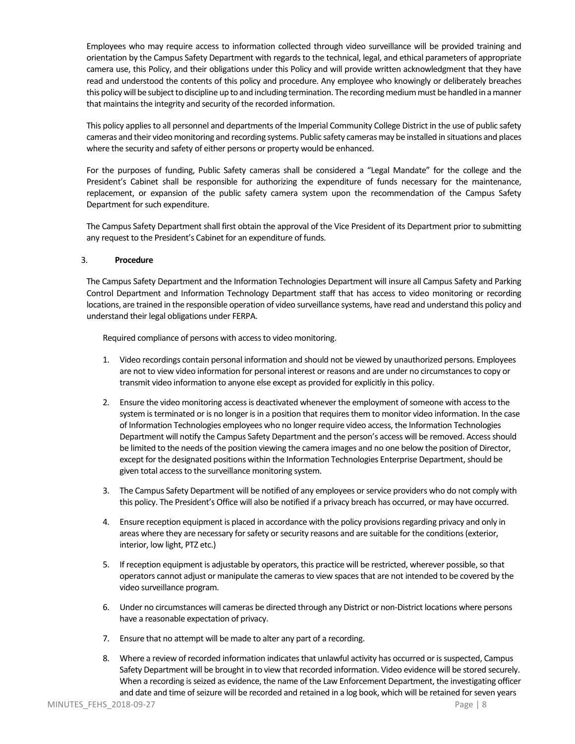Employees who may require access to information collected through video surveillance will be provided training and orientation by the Campus Safety Department with regards to the technical, legal, and ethical parameters of appropriate camera use, this Policy, and their obligations under this Policy and will provide written acknowledgment that they have read and understood the contents of this policy and procedure. Any employee who knowingly or deliberately breaches this policy will be subject to discipline up to and including termination. The recording medium must be handled in a manner that maintains the integrity and security of the recorded information.

This policy applies to all personnel and departments of the Imperial Community College District in the use of public safety cameras and their video monitoring and recording systems. Public safety cameras may be installed in situations and places where the security and safety of either persons or property would be enhanced.

For the purposes of funding, Public Safety cameras shall be considered a "Legal Mandate" for the college and the President's Cabinet shall be responsible for authorizing the expenditure of funds necessary for the maintenance, replacement, or expansion of the public safety camera system upon the recommendation of the Campus Safety Department for such expenditure.

The Campus Safety Department shall first obtain the approval of the Vice President of its Department prior to submitting any request to the President's Cabinet for an expenditure of funds.

3. **Procedure**

The Campus Safety Department and the Information Technologies Department will insure all Campus Safety and Parking Control Department and Information Technology Department staff that has access to video monitoring or recording locations, are trained in the responsible operation of video surveillance systems, have read and understand this policy and understand their legal obligations under FERPA.

Required compliance of persons with access to video monitoring.

1. Video recordings contain personal information and should not be viewed by unauthorized persons. Employees are not to view video information for personal interest or reasons and are under no circumstances to copy or transmit video information to anyone else except as provided for explicitly in this policy.
2. Ensure the video monitoring access is deactivated whenever the employment of someone with access to the system is terminated or is no longer is in a position that requires them to monitor video information. In the case of Information Technologies employees who no longer require video access, the Information Technologies Department will notify the Campus Safety Department and the person's access will be removed. Access should be limited to the needs of the position viewing the camera images and no one below the position of Director, except for the designated positions within the Information Technologies Enterprise Department, should be given total access to the surveillance monitoring system.
3. The Campus Safety Department will be notified of any employees or service providers who do not comply with this policy. The President's Office will also be notified if a privacy breach has occurred, or may have occurred.
4. Ensure reception equipment is placed in accordance with the policy provisions regarding privacy and only in areas where they are necessary for safety or security reasons and are suitable for the conditions (exterior, interior, low light, PTZ etc.)
5. If reception equipment is adjustable by operators, this practice will be restricted, wherever possible, so that operators cannot adjust or manipulate the cameras to view spaces that are not intended to be covered by the video surveillance program.
6. Under no circumstances will cameras be directed through any District or non-District locations where persons have a reasonable expectation of privacy.
7. Ensure that no attempt will be made to alter any part of a recording.
8. Where a review of recorded information indicates that unlawful activity has occurred or is suspected, Campus Safety Department will be brought in to view that recorded information. Video evidence will be stored securely. When a recording is seized as evidence, the name of the Law Enforcement Department, the investigating officer and date and time of seizure will be recorded and retained in a log book, which will be retained for seven years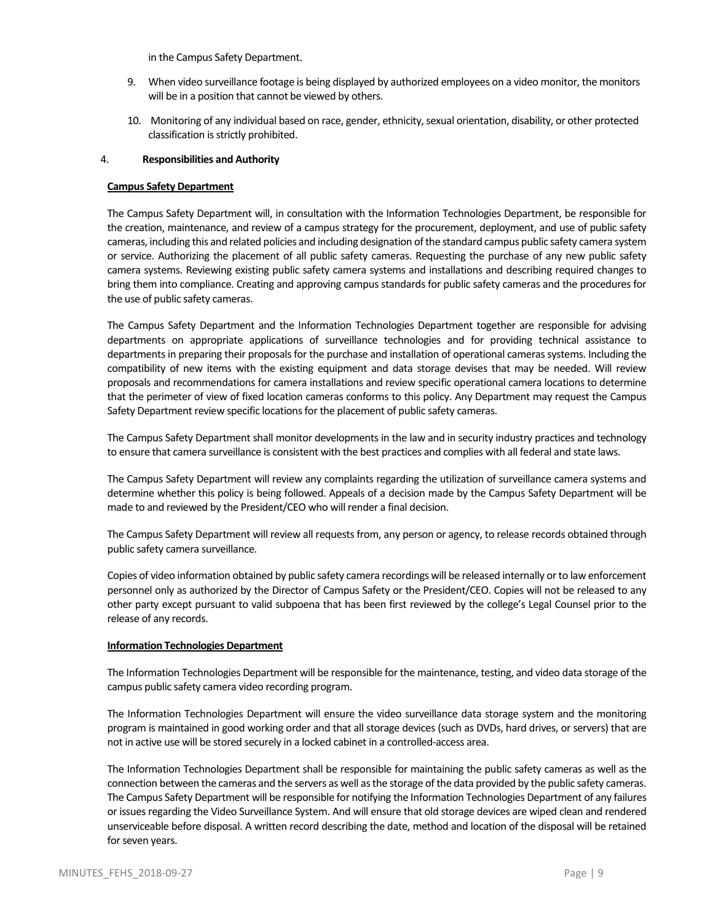in the Campus Safety Department.

9. When video surveillance footage is being displayed by authorized employees on a video monitor, the monitors will be in a position that cannot be viewed by others.

10. Monitoring of any individual based on race, gender, ethnicity, sexual orientation, disability, or other protected classification is strictly prohibited.

4. **Responsibilities and Authority**

**Campus Safety Department**

The Campus Safety Department will, in consultation with the Information Technologies Department, be responsible for the creation, maintenance, and review of a campus strategy for the procurement, deployment, and use of public safety cameras, including this and related policies and including designation of the standard campus public safety camera system or service. Authorizing the placement of all public safety cameras. Requesting the purchase of any new public safety camera systems. Reviewing existing public safety camera systems and installations and describing required changes to bring them into compliance. Creating and approving campus standards for public safety cameras and the procedures for the use of public safety cameras.

The Campus Safety Department and the Information Technologies Department together are responsible for advising departments on appropriate applications of surveillance technologies and for providing technical assistance to departments in preparing their proposals for the purchase and installation of operational cameras systems. Including the compatibility of new items with the existing equipment and data storage devises that may be needed. Will review proposals and recommendations for camera installations and review specific operational camera locations to determine that the perimeter of view of fixed location cameras conforms to this policy. Any Department may request the Campus Safety Department review specific locations for the placement of public safety cameras.

The Campus Safety Department shall monitor developments in the law and in security industry practices and technology to ensure that camera surveillance is consistent with the best practices and complies with all federal and state laws.

The Campus Safety Department will review any complaints regarding the utilization of surveillance camera systems and determine whether this policy is being followed. Appeals of a decision made by the Campus Safety Department will be made to and reviewed by the President/CEO who will render a final decision.

The Campus Safety Department will review all requests from, any person or agency, to release records obtained through public safety camera surveillance.

Copies of video information obtained by public safety camera recordings will be released internally or to law enforcement personnel only as authorized by the Director of Campus Safety or the President/CEO. Copies will not be released to any other party except pursuant to valid subpoena that has been first reviewed by the college's Legal Counsel prior to the release of any records.

**Information Technologies Department**

The Information Technologies Department will be responsible for the maintenance, testing, and video data storage of the campus public safety camera video recording program.

The Information Technologies Department will ensure the video surveillance data storage system and the monitoring program is maintained in good working order and that all storage devices (such as DVDs, hard drives, or servers) that are not in active use will be stored securely in a locked cabinet in a controlled-access area.

The Information Technologies Department shall be responsible for maintaining the public safety cameras as well as the connection between the cameras and the servers as well as the storage of the data provided by the public safety cameras. The Campus Safety Department will be responsible for notifying the Information Technologies Department of any failures or issues regarding the Video Surveillance System. And will ensure that old storage devices are wiped clean and rendered unserviceable before disposal. A written record describing the date, method and location of the disposal will be retained for seven years.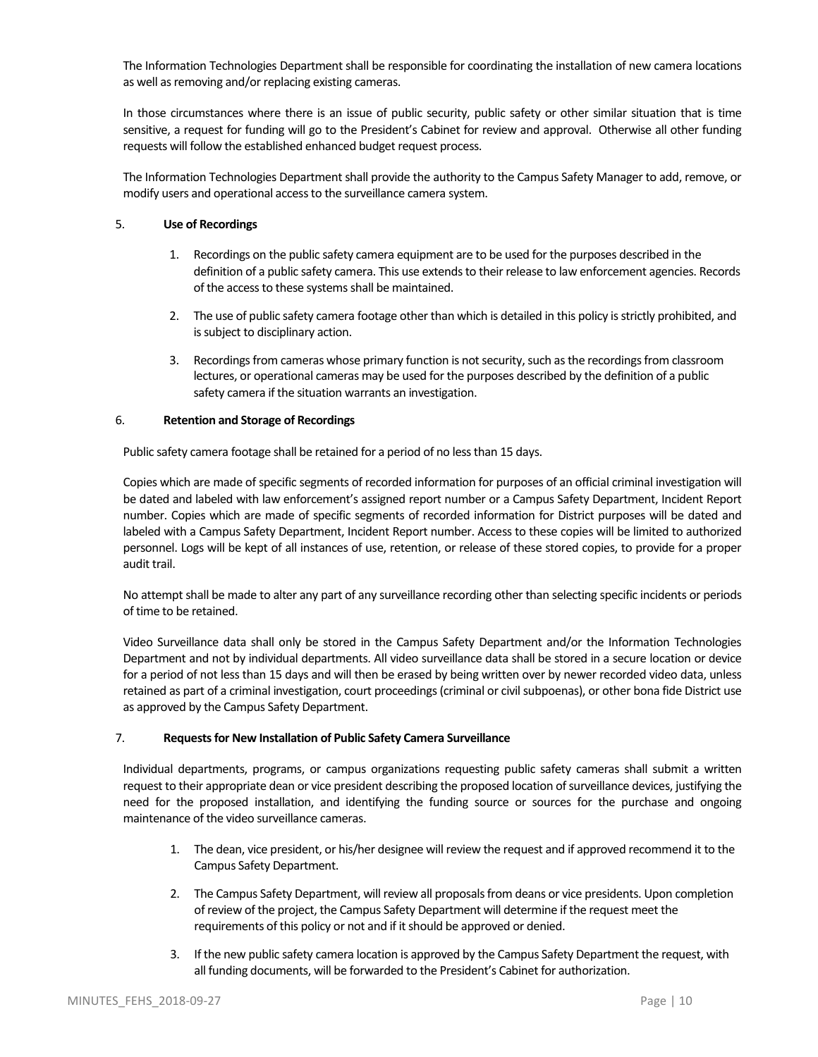The Information Technologies Department shall be responsible for coordinating the installation of new camera locations as well as removing and/or replacing existing cameras.

In those circumstances where there is an issue of public security, public safety or other similar situation that is time sensitive, a request for funding will go to the President's Cabinet for review and approval. Otherwise all other funding requests will follow the established enhanced budget request process.

The Information Technologies Department shall provide the authority to the Campus Safety Manager to add, remove, or modify users and operational access to the surveillance camera system.

5. **Use of Recordings**

   1. Recordings on the public safety camera equipment are to be used for the purposes described in the definition of a public safety camera. This use extends to their release to law enforcement agencies. Records of the access to these systems shall be maintained.
   2. The use of public safety camera footage other than which is detailed in this policy is strictly prohibited, and is subject to disciplinary action.
   3. Recordings from cameras whose primary function is not security, such as the recordings from classroom lectures, or operational cameras may be used for the purposes described by the definition of a public safety camera if the situation warrants an investigation.

6. **Retention and Storage of Recordings**

Public safety camera footage shall be retained for a period of no less than 15 days.

Copies which are made of specific segments of recorded information for purposes of an official criminal investigation will be dated and labeled with law enforcement's assigned report number or a Campus Safety Department, Incident Report number. Copies which are made of specific segments of recorded information for District purposes will be dated and labeled with a Campus Safety Department, Incident Report number. Access to these copies will be limited to authorized personnel. Logs will be kept of all instances of use, retention, or release of these stored copies, to provide for a proper audit trail.

No attempt shall be made to alter any part of any surveillance recording other than selecting specific incidents or periods of time to be retained.

Video Surveillance data shall only be stored in the Campus Safety Department and/or the Information Technologies Department and not by individual departments. All video surveillance data shall be stored in a secure location or device for a period of not less than 15 days and will then be erased by being written over by newer recorded video data, unless retained as part of a criminal investigation, court proceedings (criminal or civil subpoenas), or other bona fide District use as approved by the Campus Safety Department.

7. **Requests for New Installation of Public Safety Camera Surveillance**

Individual departments, programs, or campus organizations requesting public safety cameras shall submit a written request to their appropriate dean or vice president describing the proposed location of surveillance devices, justifying the need for the proposed installation, and identifying the funding source or sources for the purchase and ongoing maintenance of the video surveillance cameras.

   1. The dean, vice president, or his/her designee will review the request and if approved recommend it to the Campus Safety Department.
   2. The Campus Safety Department, will review all proposals from deans or vice presidents. Upon completion of review of the project, the Campus Safety Department will determine if the request meet the requirements of this policy or not and if it should be approved or denied.
   3. If the new public safety camera location is approved by the Campus Safety Department the request, with all funding documents, will be forwarded to the President's Cabinet for authorization.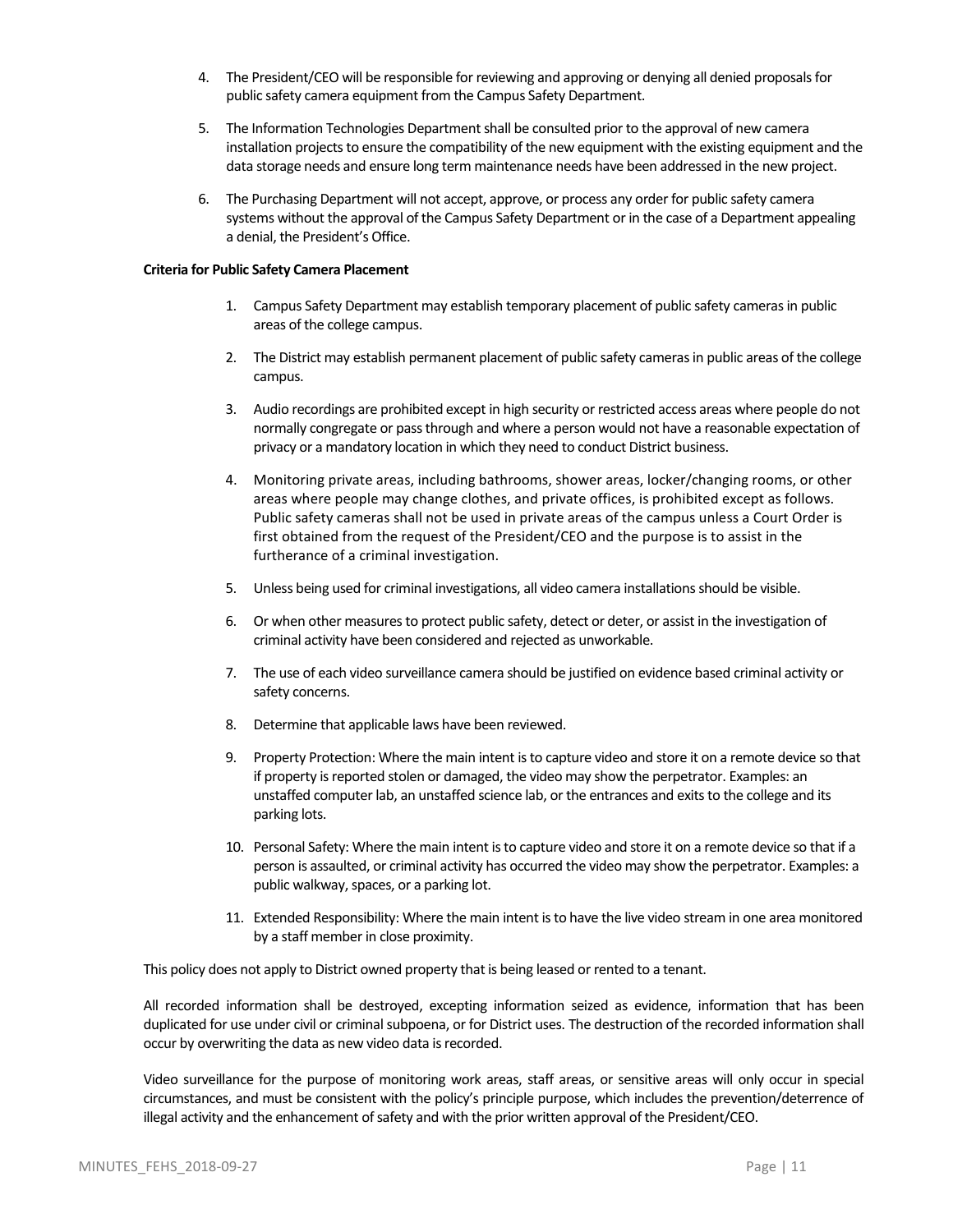4. The President/CEO will be responsible for reviewing and approving or denying all denied proposals for public safety camera equipment from the Campus Safety Department.
5. The Information Technologies Department shall be consulted prior to the approval of new camera installation projects to ensure the compatibility of the new equipment with the existing equipment and the data storage needs and ensure long term maintenance needs have been addressed in the new project.
6. The Purchasing Department will not accept, approve, or process any order for public safety camera systems without the approval of the Campus Safety Department or in the case of a Department appealing a denial, the President's Office.

**Criteria for Public Safety Camera Placement**

1. Campus Safety Department may establish temporary placement of public safety cameras in public areas of the college campus.
2. The District may establish permanent placement of public safety cameras in public areas of the college campus.
3. Audio recordings are prohibited except in high security or restricted access areas where people do not normally congregate or pass through and where a person would not have a reasonable expectation of privacy or a mandatory location in which they need to conduct District business.
4. Monitoring private areas, including bathrooms, shower areas, locker/changing rooms, or other areas where people may change clothes, and private offices, is prohibited except as follows. Public safety cameras shall not be used in private areas of the campus unless a Court Order is first obtained from the request of the President/CEO and the purpose is to assist in the furtherance of a criminal investigation.
5. Unless being used for criminal investigations, all video camera installations should be visible.
6. Or when other measures to protect public safety, detect or deter, or assist in the investigation of criminal activity have been considered and rejected as unworkable.
7. The use of each video surveillance camera should be justified on evidence based criminal activity or safety concerns.
8. Determine that applicable laws have been reviewed.
9. Property Protection: Where the main intent is to capture video and store it on a remote device so that if property is reported stolen or damaged, the video may show the perpetrator. Examples: an unstaffed computer lab, an unstaffed science lab, or the entrances and exits to the college and its parking lots.
10. Personal Safety: Where the main intent is to capture video and store it on a remote device so that if a person is assaulted, or criminal activity has occurred the video may show the perpetrator. Examples: a public walkway, spaces, or a parking lot.
11. Extended Responsibility: Where the main intent is to have the live video stream in one area monitored by a staff member in close proximity.

This policy does not apply to District owned property that is being leased or rented to a tenant.

All recorded information shall be destroyed, excepting information seized as evidence, information that has been duplicated for use under civil or criminal subpoena, or for District uses. The destruction of the recorded information shall occur by overwriting the data as new video data is recorded.

Video surveillance for the purpose of monitoring work areas, staff areas, or sensitive areas will only occur in special circumstances, and must be consistent with the policy's principle purpose, which includes the prevention/deterrence of illegal activity and the enhancement of safety and with the prior written approval of the President/CEO.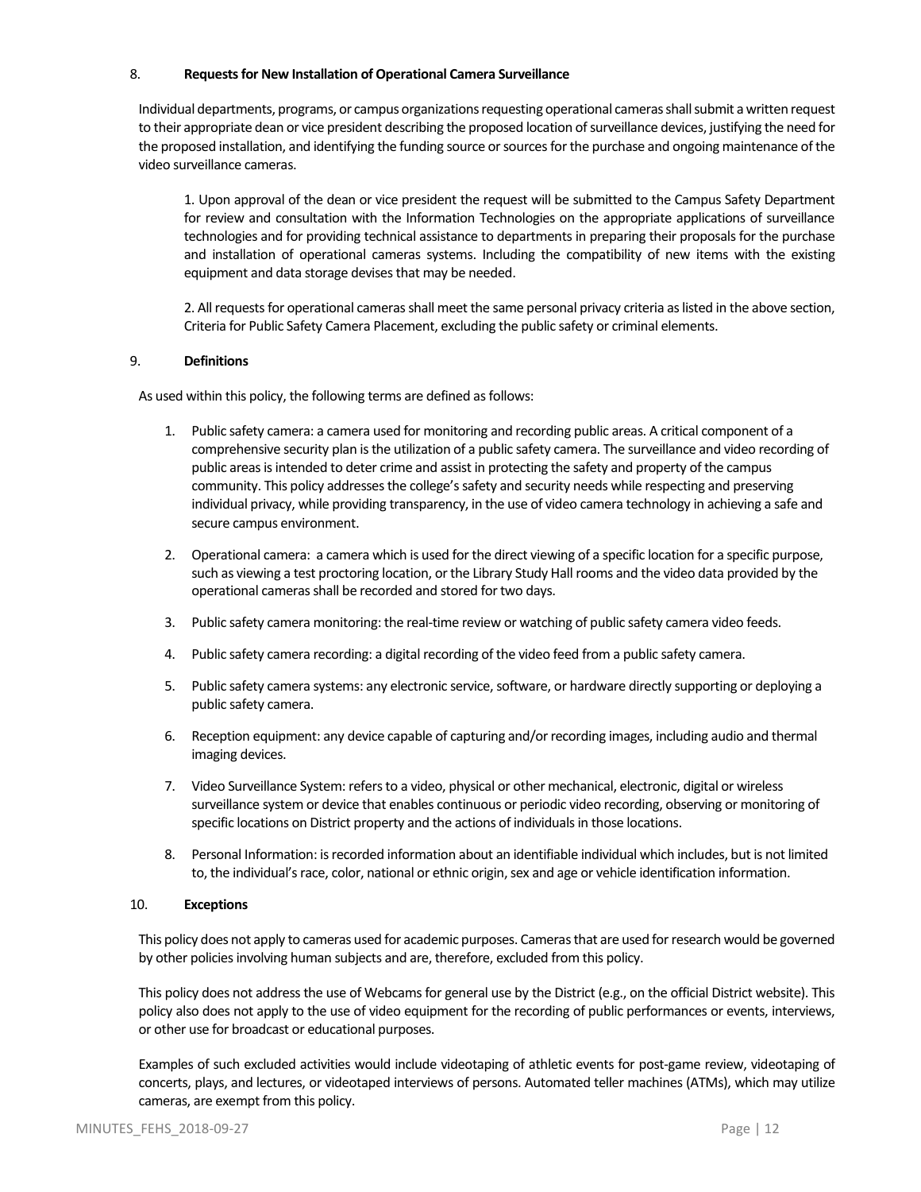## 8. **Requests for New Installation of Operational Camera Surveillance**

Individual departments, programs, or campus organizations requesting operational cameras shall submit a written request to their appropriate dean or vice president describing the proposed location of surveillance devices, justifying the need for the proposed installation, and identifying the funding source or sources for the purchase and ongoing maintenance of the video surveillance cameras.

1. Upon approval of the dean or vice president the request will be submitted to the Campus Safety Department for review and consultation with the Information Technologies on the appropriate applications of surveillance technologies and for providing technical assistance to departments in preparing their proposals for the purchase and installation of operational cameras systems. Including the compatibility of new items with the existing equipment and data storage devises that may be needed.

2. All requests for operational cameras shall meet the same personal privacy criteria as listed in the above section, Criteria for Public Safety Camera Placement, excluding the public safety or criminal elements.

## 9. **Definitions**

As used within this policy, the following terms are defined as follows:

1. Public safety camera: a camera used for monitoring and recording public areas. A critical component of a comprehensive security plan is the utilization of a public safety camera. The surveillance and video recording of public areas is intended to deter crime and assist in protecting the safety and property of the campus community. This policy addresses the college's safety and security needs while respecting and preserving individual privacy, while providing transparency, in the use of video camera technology in achieving a safe and secure campus environment.
2. Operational camera: a camera which is used for the direct viewing of a specific location for a specific purpose, such as viewing a test proctoring location, or the Library Study Hall rooms and the video data provided by the operational cameras shall be recorded and stored for two days.
3. Public safety camera monitoring: the real-time review or watching of public safety camera video feeds.
4. Public safety camera recording: a digital recording of the video feed from a public safety camera.
5. Public safety camera systems: any electronic service, software, or hardware directly supporting or deploying a public safety camera.
6. Reception equipment: any device capable of capturing and/or recording images, including audio and thermal imaging devices.
7. Video Surveillance System: refers to a video, physical or other mechanical, electronic, digital or wireless surveillance system or device that enables continuous or periodic video recording, observing or monitoring of specific locations on District property and the actions of individuals in those locations.
8. Personal Information: is recorded information about an identifiable individual which includes, but is not limited to, the individual's race, color, national or ethnic origin, sex and age or vehicle identification information.

## 10. **Exceptions**

This policy does not apply to cameras used for academic purposes. Cameras that are used for research would be governed by other policies involving human subjects and are, therefore, excluded from this policy.

This policy does not address the use of Webcams for general use by the District (e.g., on the official District website). This policy also does not apply to the use of video equipment for the recording of public performances or events, interviews, or other use for broadcast or educational purposes.

Examples of such excluded activities would include videotaping of athletic events for post-game review, videotaping of concerts, plays, and lectures, or videotaped interviews of persons. Automated teller machines (ATMs), which may utilize cameras, are exempt from this policy.